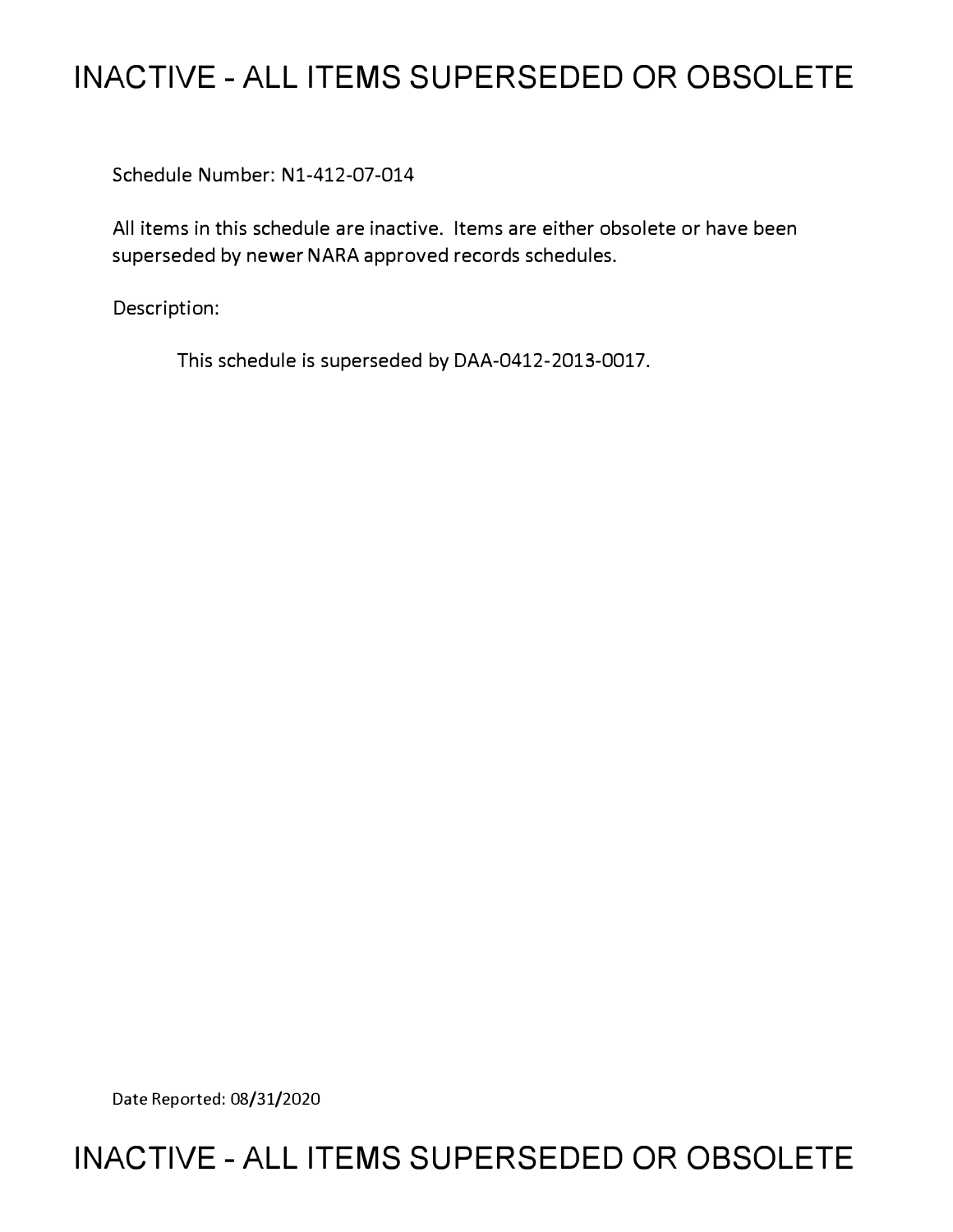# INACTIVE - ALL ITEMS SUPERSEDED OR OBSOLETE

Schedule Number: N1-412-07-014

All items in this schedule are inactive. Items are either obsolete or have been superseded by newer NARA approved records schedules.

Description:

This schedule is superseded by DAA-0412-2013-0017.

Date Reported: 08/31/2020

# INACTIVE - ALL ITEMS SUPERSEDED OR OBSOLETE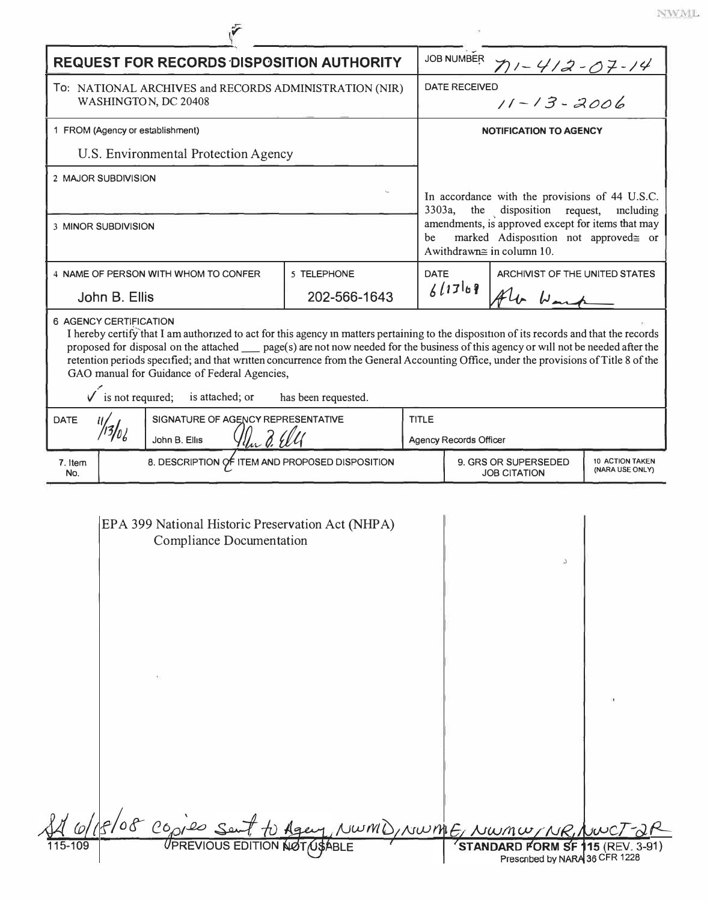# REQUEST FOR RECORDS DISPOSITION AUTHORITY

**JOB NUMBER** N1-412-07-14

**DATE RECEIVED** 11-13-2006

To: NATIONAL ARCHIVES and RECORDS ADMINISTRATION (NIR)
WASHINGTON, DC 20408

1 FROM (Agency or establishment)

U.S. Environmental Protection Agency

2 MAJOR SUBDIVISION

3 MINOR SUBDIVISION

**NOTIFICATION TO AGENCY**

In accordance with the provisions of 44 U.S.C. 3303a, the disposition request, including amendments, is approved except for items that may be marked Adisposition not approved≅ or Awithdrawn≅ in column 10.

| 4 NAME OF PERSON WITH WHOM TO CONFER | 5 TELEPHONE | DATE | ARCHIVIST OF THE UNITED STATES |
|---|---|---|---|
| John B. Ellis | 202-566-1643 | 6/17/08 | [signature] |

6 AGENCY CERTIFICATION

I hereby certify that I am authorized to act for this agency in matters pertaining to the disposition of its records and that the records proposed for disposal on the attached ___ page(s) are not now needed for the business of this agency or will not be needed after the retention periods specified; and that written concurrence from the General Accounting Office, under the provisions of Title 8 of the GAO manual for Guidance of Federal Agencies,

✓ is not required; is attached; or has been requested.

| DATE | SIGNATURE OF AGENCY REPRESENTATIVE | TITLE |
|---|---|---|
| 11/13/06 | John B. Ellis [signature] | Agency Records Officer |

| 7. Item No. | 8. DESCRIPTION OF ITEM AND PROPOSED DISPOSITION | 9. GRS OR SUPERSEDED JOB CITATION | 10 ACTION TAKEN (NARA USE ONLY) |
|---|---|---|---|
| | EPA 399 National Historic Preservation Act (NHPA) Compliance Documentation | | |

SA 6/18/08 copies sent to Agency, NWMD, NWME, NWMW, NR, NWCT-2R

115-109 PREVIOUS EDITION NOT USABLE

STANDARD FORM SF 115 (REV. 3-91)
Prescribed by NARA 36 CFR 1228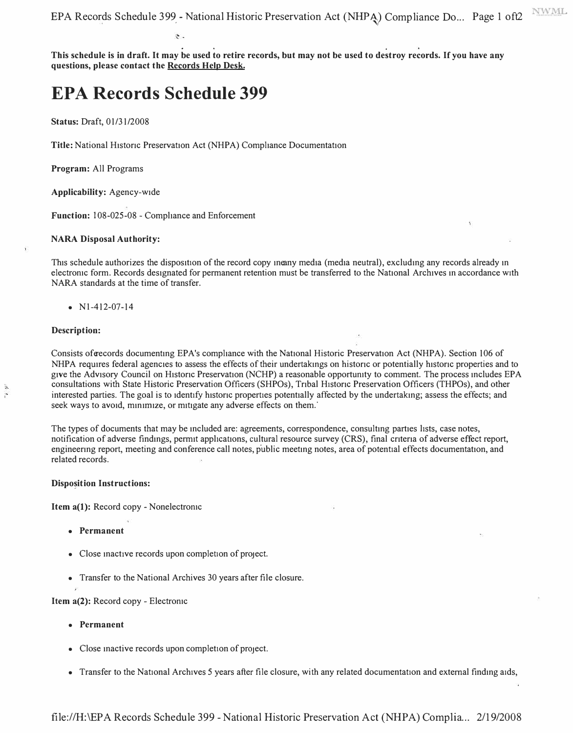This schedule is in draft. It may be used to retire records, but may not be used to destroy records. If you have any questions, please contact the Records Help Desk.

# EPA Records Schedule 399

**Status:** Draft, 01/31/2008

**Title:** National Historic Preservation Act (NHPA) Compliance Documentation

**Program:** All Programs

**Applicability:** Agency-wide

**Function:** 108-025-08 - Compliance and Enforcement

**NARA Disposal Authority:**

This schedule authorizes the disposition of the record copy in any media (media neutral), excluding any records already in electronic form. Records designated for permanent retention must be transferred to the National Archives in accordance with NARA standards at the time of transfer.

- N1-412-07-14

**Description:**

Consists of records documenting EPA's compliance with the National Historic Preservation Act (NHPA). Section 106 of NHPA requires federal agencies to assess the effects of their undertakings on historic or potentially historic properties and to give the Advisory Council on Historic Preservation (NCHP) a reasonable opportunity to comment. The process includes EPA consultations with State Historic Preservation Officers (SHPOs), Tribal Historic Preservation Officers (THPOs), and other interested parties. The goal is to identify historic properties potentially affected by the undertaking; assess the effects; and seek ways to avoid, minimize, or mitigate any adverse effects on them.

The types of documents that may be included are: agreements, correspondence, consulting parties lists, case notes, notification of adverse findings, permit applications, cultural resource survey (CRS), final criteria of adverse effect report, engineering report, meeting and conference call notes, public meeting notes, area of potential effects documentation, and related records.

**Disposition Instructions:**

**Item a(1):** Record copy - Nonelectronic

- **Permanent**
- Close inactive records upon completion of project.
- Transfer to the National Archives 30 years after file closure.

**Item a(2):** Record copy - Electronic

- **Permanent**
- Close inactive records upon completion of project.
- Transfer to the National Archives 5 years after file closure, with any related documentation and external finding aids,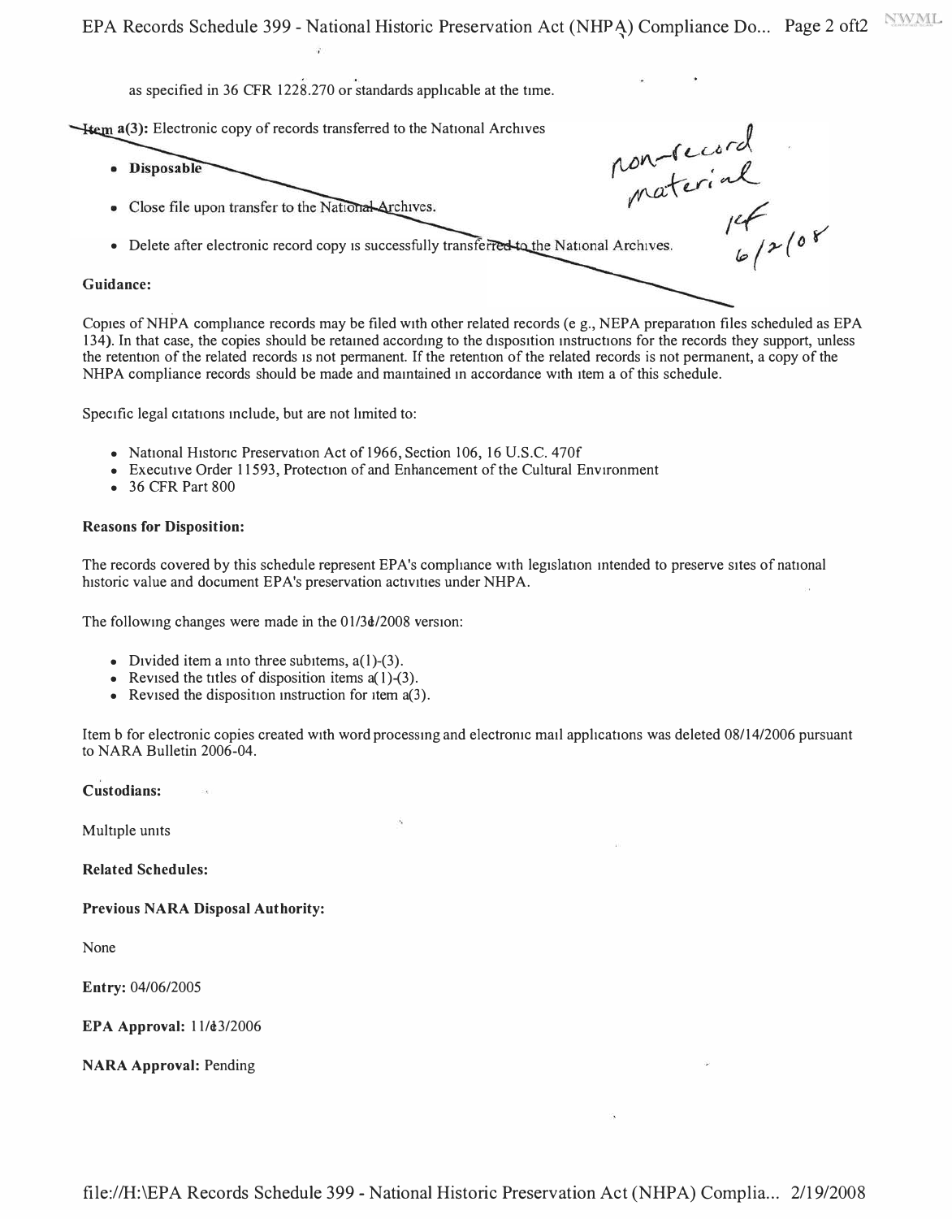as specified in 36 CFR 1228.270 or standards applicable at the time.

**Item a(3):** Electronic copy of records transferred to the National Archives

- **Disposable**
- Close file upon transfer to the National Archives.
- Delete after electronic record copy is successfully transferred to the National Archives.

non-record material
14 6/2/08

**Guidance:**

Copies of NHPA compliance records may be filed with other related records (e g., NEPA preparation files scheduled as EPA 134). In that case, the copies should be retained according to the disposition instructions for the records they support, unless the retention of the related records is not permanent. If the retention of the related records is not permanent, a copy of the NHPA compliance records should be made and maintained in accordance with item a of this schedule.

Specific legal citations include, but are not limited to:

- National Historic Preservation Act of 1966, Section 106, 16 U.S.C. 470f
- Executive Order 11593, Protection of and Enhancement of the Cultural Environment
- 36 CFR Part 800

**Reasons for Disposition:**

The records covered by this schedule represent EPA's compliance with legislation intended to preserve sites of national historic value and document EPA's preservation activities under NHPA.

The following changes were made in the 01/31/2008 version:

- Divided item a into three subitems, a(1)-(3).
- Revised the titles of disposition items a(1)-(3).
- Revised the disposition instruction for item a(3).

Item b for electronic copies created with word processing and electronic mail applications was deleted 08/14/2006 pursuant to NARA Bulletin 2006-04.

**Custodians:**

Multiple units

**Related Schedules:**

**Previous NARA Disposal Authority:**

None

**Entry:** 04/06/2005

**EPA Approval:** 11/13/2006

**NARA Approval:** Pending